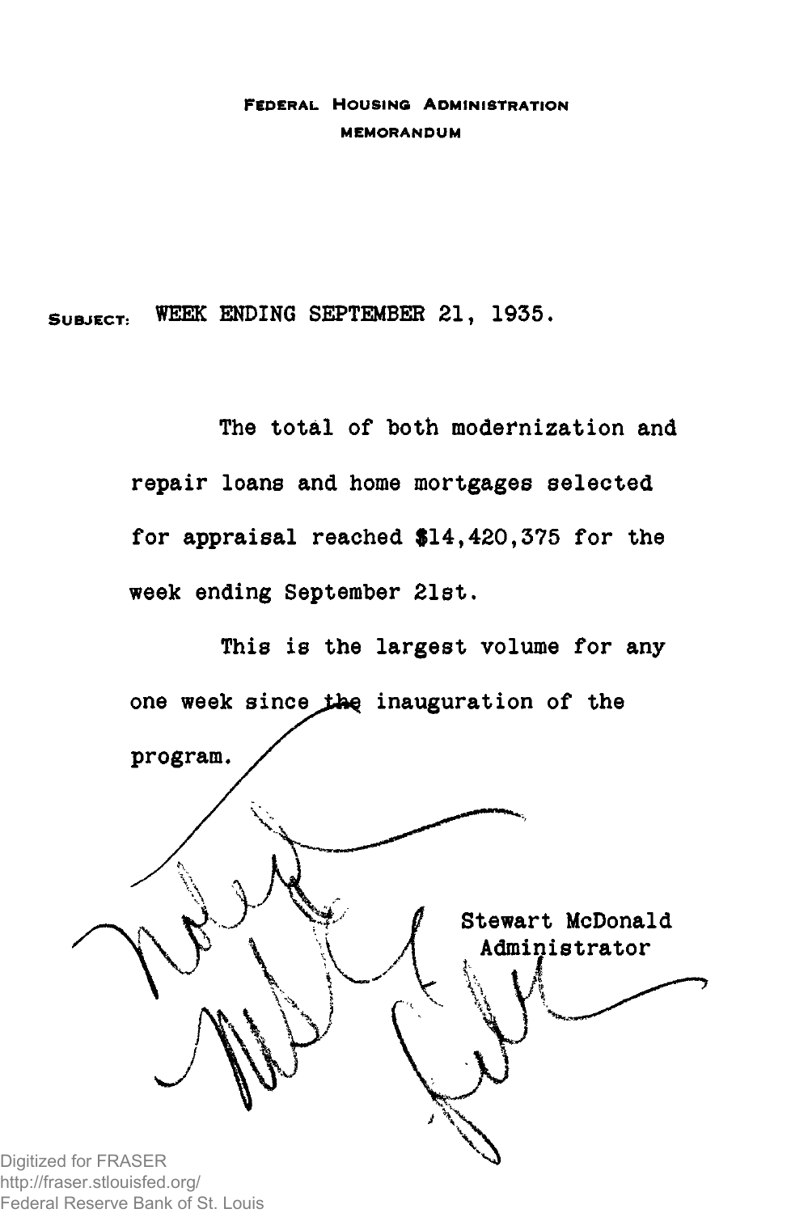FEDERAL HOUSING ADMINISTRATION

MEMORANDUM

SUBJECT: WEEK ENDING SEPTEMBER 21, 1935.

The total of both modernization and repair loans and home mortgages selected for appraisal reached $14,420,375 for the week ending September 21st.

This is the largest volume for any one week since the inauguration of the program.

Stewart McDonald
Administrator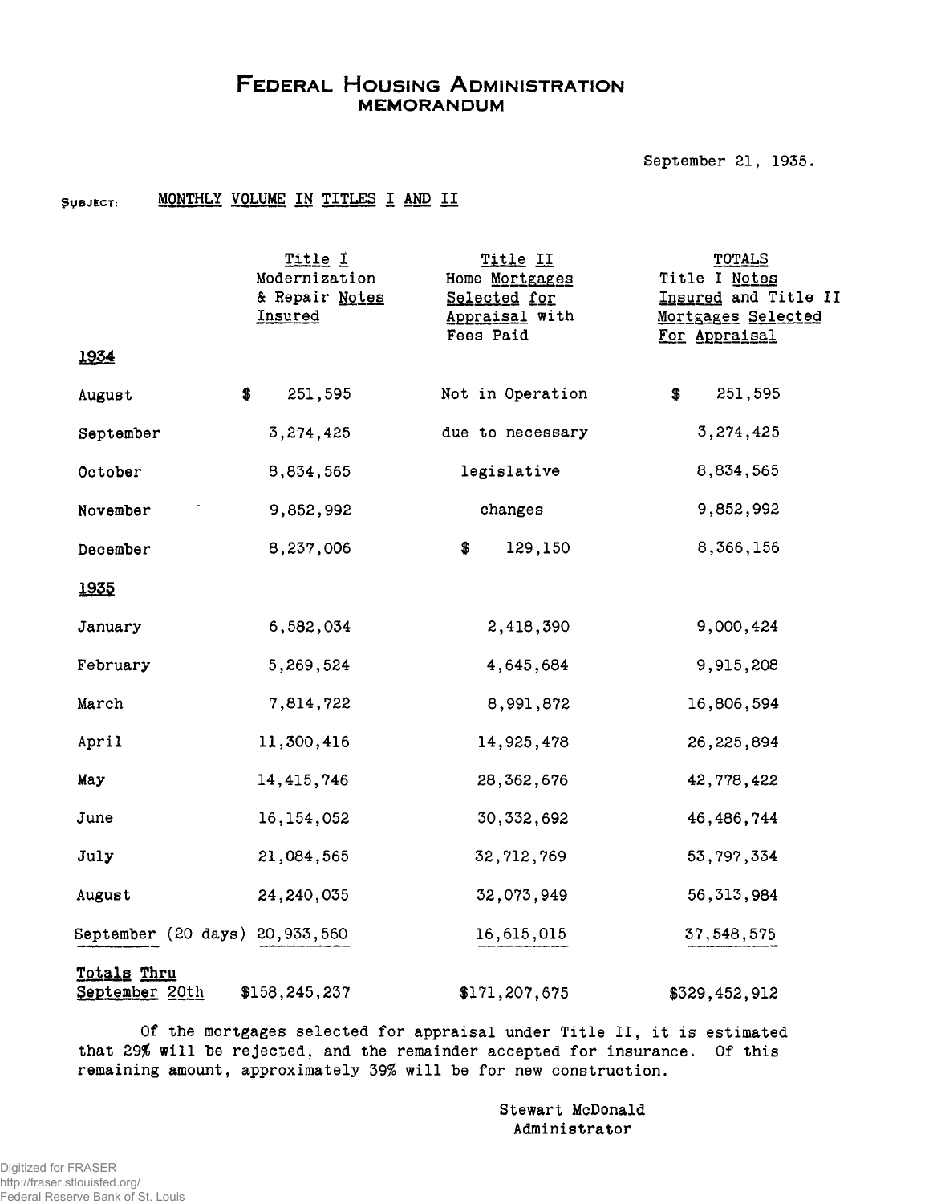# FEDERAL HOUSING ADMINISTRATION
## MEMORANDUM

September 21, 1935.

SUBJECT: MONTHLY VOLUME IN TITLES I AND II

| | Title I Modernization & Repair Notes Insured | Title II Home Mortgages Selected for Appraisal with Fees Paid | TOTALS Title I Notes Insured and Title II Mortgages Selected For Appraisal |
|---|---|---|---|
| **1934** | | | |
| August | $ 251,595 | Not in Operation | $ 251,595 |
| September | 3,274,425 | due to necessary | 3,274,425 |
| October | 8,834,565 | legislative | 8,834,565 |
| November | 9,852,992 | changes | 9,852,992 |
| December | 8,237,006 | $ 129,150 | 8,366,156 |
| **1935** | | | |
| January | 6,582,034 | 2,418,390 | 9,000,424 |
| February | 5,269,524 | 4,645,684 | 9,915,208 |
| March | 7,814,722 | 8,991,872 | 16,806,594 |
| April | 11,300,416 | 14,925,478 | 26,225,894 |
| May | 14,415,746 | 28,362,676 | 42,778,422 |
| June | 16,154,052 | 30,332,692 | 46,486,744 |
| July | 21,084,565 | 32,712,769 | 53,797,334 |
| August | 24,240,035 | 32,073,949 | 56,313,984 |
| September (20 days) | 20,933,560 | 16,615,015 | 37,548,575 |
| Totals Thru September 20th | $158,245,237 | $171,207,675 | $329,452,912 |

Of the mortgages selected for appraisal under Title II, it is estimated that 29% will be rejected, and the remainder accepted for insurance. Of this remaining amount, approximately 39% will be for new construction.

Stewart McDonald
Administrator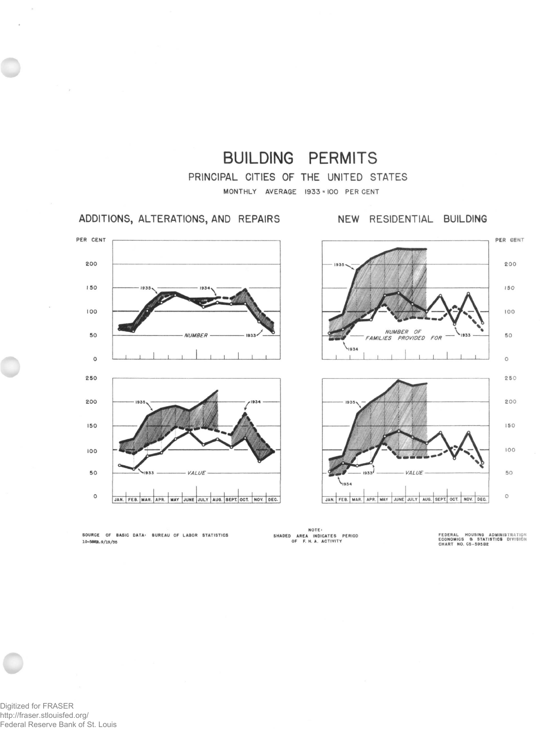# BUILDING PERMITS

## PRINCIPAL CITIES OF THE UNITED STATES

MONTHLY AVERAGE 1933 = 100 PER CENT

### ADDITIONS, ALTERATIONS, AND REPAIRS

PER CENT

200

150

100

50

0

1935

1934

NUMBER

1933

250

200

150

100

50

0

1935

1934

1933

VALUE

JAN. FEB. MAR. APR. MAY JUNE JULY AUG. SEPT. OCT. NOV. DEC.

### NEW RESIDENTIAL BUILDING

PER CENT

200

150

100

50

0

1935

NUMBER OF FAMILIES PROVIDED FOR

1933

1934

250

200

150

100

50

0

1935

1933

VALUE

1934

JAN. FEB. MAR. APR. MAY JUNE JULY AUG. SEPT. OCT. NOV. DEC.

SOURCE OF BASIC DATA: BUREAU OF LABOR STATISTICS

10-5882.9/19/35

NOTE:
SHADED AREA INDICATES PERIOD OF F. H. A. ACTIVITY

FEDERAL HOUSING ADMINISTRATION
ECONOMICS & STATISTICS DIVISION
CHART NO. C5-595B2